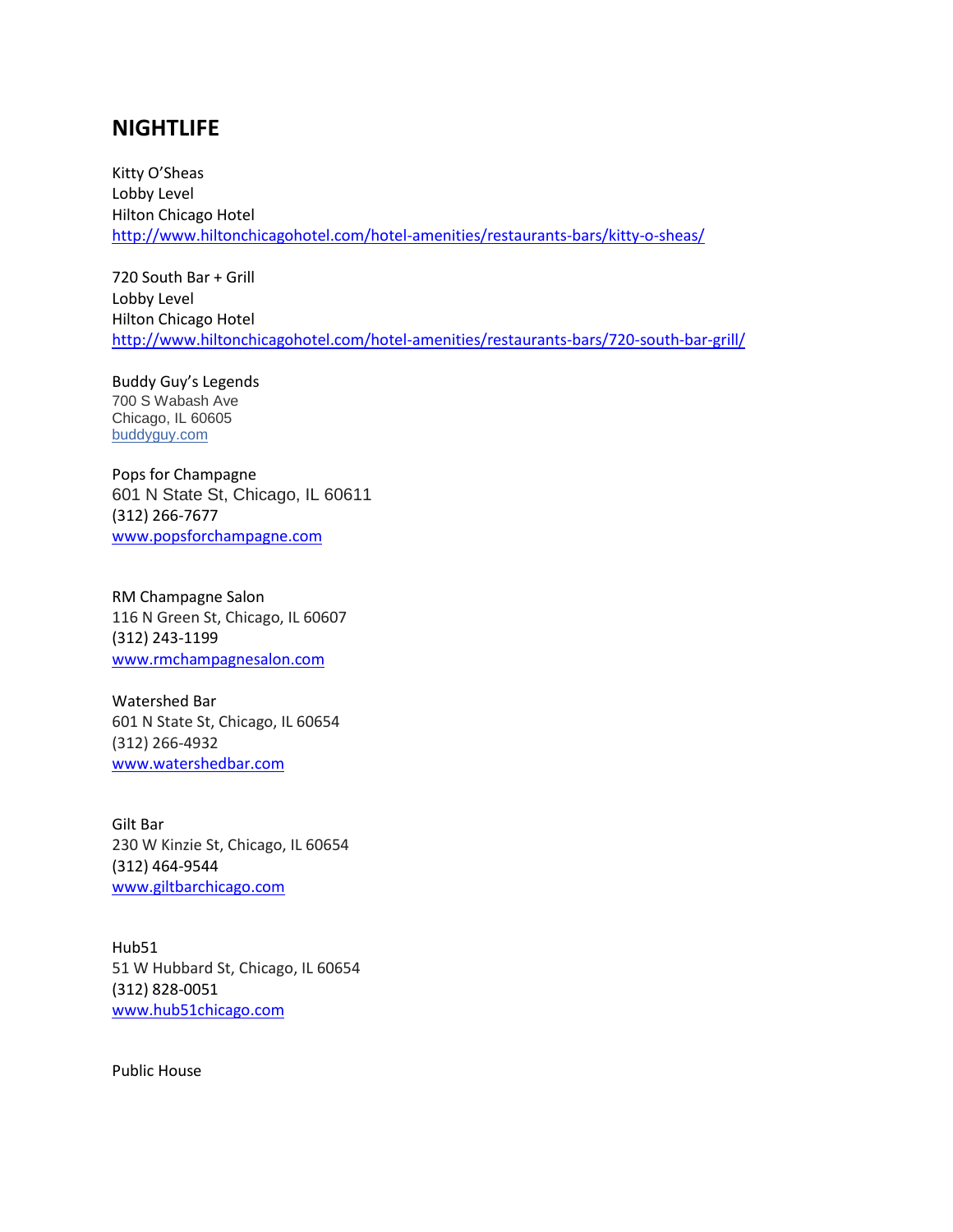# NIGHTLIFE

Kitty O'Sheas
Lobby Level
Hilton Chicago Hotel
http://www.hiltonchicagohotel.com/hotel-amenities/restaurants-bars/kitty-o-sheas/

720 South Bar + Grill
Lobby Level
Hilton Chicago Hotel
http://www.hiltonchicagohotel.com/hotel-amenities/restaurants-bars/720-south-bar-grill/

Buddy Guy's Legends
700 S Wabash Ave
Chicago, IL 60605
buddyguy.com

Pops for Champagne
601 N State St, Chicago, IL 60611
(312) 266-7677
www.popsforchampagne.com

RM Champagne Salon
116 N Green St, Chicago, IL 60607
(312) 243-1199
www.rmchampagnesalon.com

Watershed Bar
601 N State St, Chicago, IL 60654
(312) 266-4932
www.watershedbar.com

Gilt Bar
230 W Kinzie St, Chicago, IL 60654
(312) 464-9544
www.giltbarchicago.com

Hub51
51 W Hubbard St, Chicago, IL 60654
(312) 828-0051
www.hub51chicago.com

Public House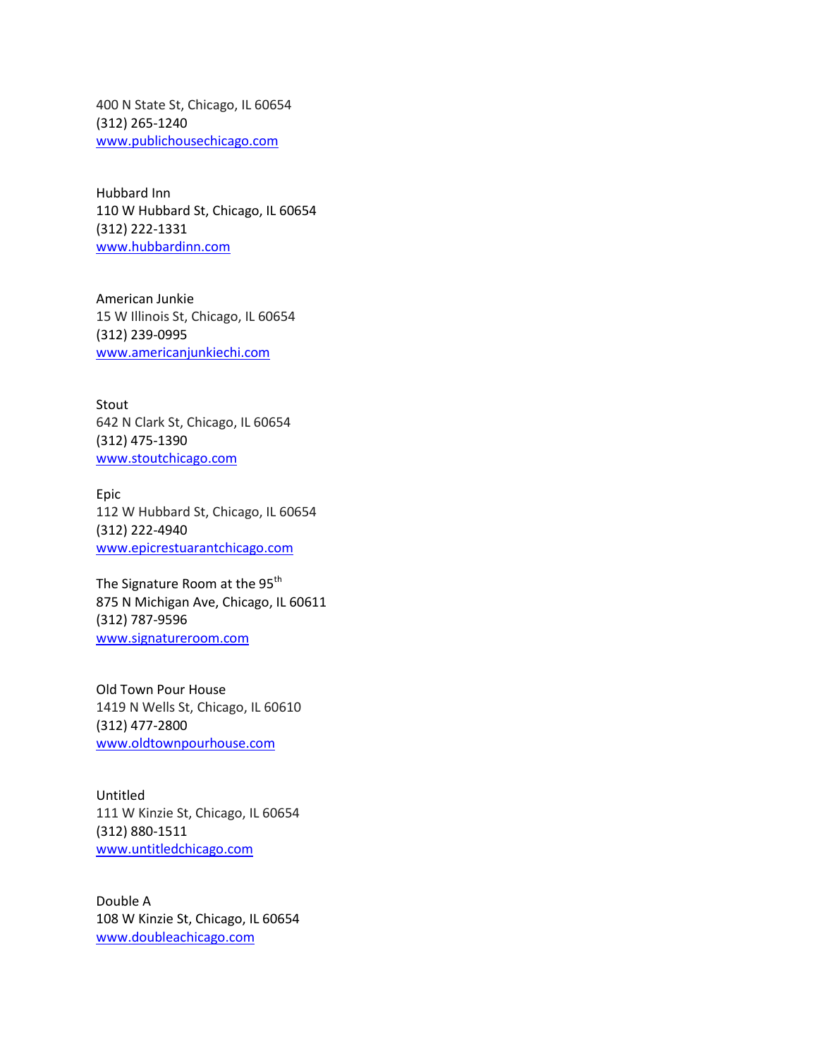400 N State St, Chicago, IL 60654
(312) 265-1240
www.publichousechicago.com

Hubbard Inn
110 W Hubbard St, Chicago, IL 60654
(312) 222-1331
www.hubbardinn.com

American Junkie
15 W Illinois St, Chicago, IL 60654
(312) 239-0995
www.americanjunkiechi.com

Stout
642 N Clark St, Chicago, IL 60654
(312) 475-1390
www.stoutchicago.com

Epic
112 W Hubbard St, Chicago, IL 60654
(312) 222-4940
www.epicrestuarantchicago.com

The Signature Room at the 95th
875 N Michigan Ave, Chicago, IL 60611
(312) 787-9596
www.signatureroom.com

Old Town Pour House
1419 N Wells St, Chicago, IL 60610
(312) 477-2800
www.oldtownpourhouse.com

Untitled
111 W Kinzie St, Chicago, IL 60654
(312) 880-1511
www.untitledchicago.com

Double A
108 W Kinzie St, Chicago, IL 60654
www.doubleachicago.com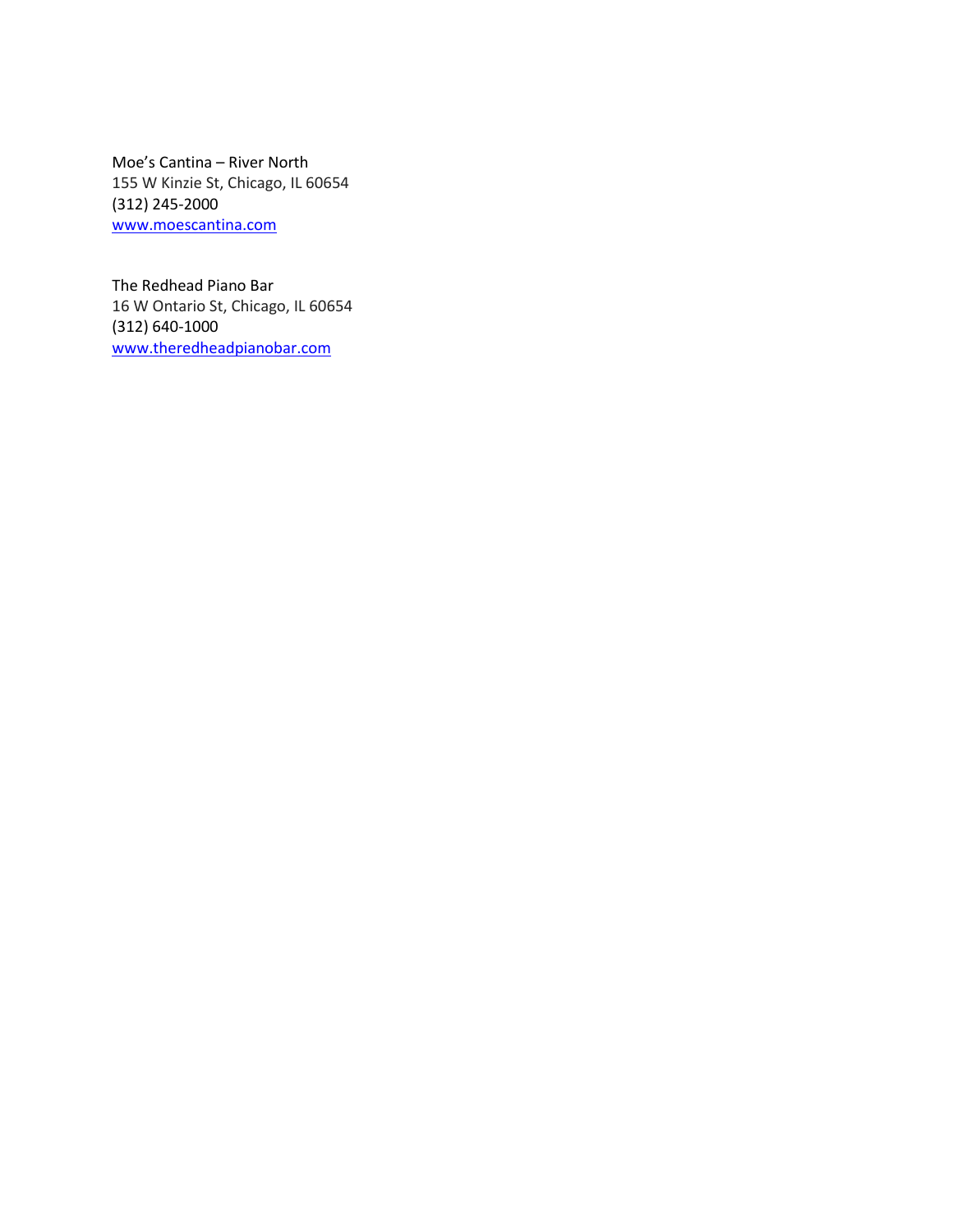Moe's Cantina – River North
155 W Kinzie St, Chicago, IL 60654
(312) 245-2000
www.moescantina.com

The Redhead Piano Bar
16 W Ontario St, Chicago, IL 60654
(312) 640-1000
www.theredheadpianobar.com